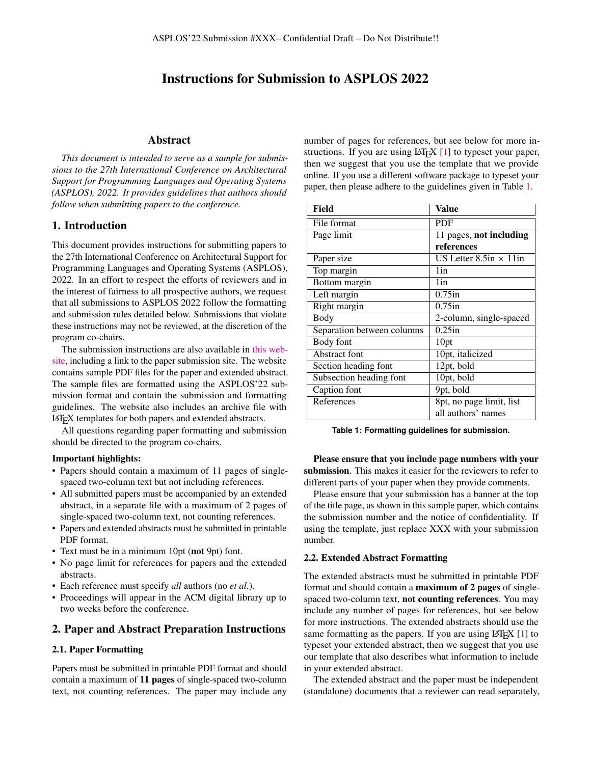# Instructions for Submission to ASPLOS 2022

## Abstract

*This document is intended to serve as a sample for submissions to the 27th International Conference on Architectural Support for Programming Languages and Operating Systems (ASPLOS), 2022. It provides guidelines that authors should follow when submitting papers to the conference.*

## 1. Introduction

This document provides instructions for submitting papers to the 27th International Conference on Architectural Support for Programming Languages and Operating Systems (ASPLOS), 2022. In an effort to respect the efforts of reviewers and in the interest of fairness to all prospective authors, we request that all submissions to ASPLOS 2022 follow the formatting and submission rules detailed below. Submissions that violate these instructions may not be reviewed, at the discretion of the program co-chairs.

The submission instructions are also available in this website, including a link to the paper submission site. The website contains sample PDF files for the paper and extended abstract. The sample files are formatted using the ASPLOS'22 submission format and contain the submission and formatting guidelines. The website also includes an archive file with LaTeX templates for both papers and extended abstracts.

All questions regarding paper formatting and submission should be directed to the program co-chairs.

**Important highlights:**

- Papers should contain a maximum of 11 pages of single-spaced two-column text but not including references.
- All submitted papers must be accompanied by an extended abstract, in a separate file with a maximum of 2 pages of single-spaced two-column text, not counting references.
- Papers and extended abstracts must be submitted in printable PDF format.
- Text must be in a minimum 10pt (**not** 9pt) font.
- No page limit for references for papers and the extended abstracts.
- Each reference must specify *all* authors (no *et al.*).
- Proceedings will appear in the ACM digital library up to two weeks before the conference.

## 2. Paper and Abstract Preparation Instructions

### 2.1. Paper Formatting

Papers must be submitted in printable PDF format and should contain a maximum of **11 pages** of single-spaced two-column text, not counting references. The paper may include any number of pages for references, but see below for more instructions. If you are using LaTeX [1] to typeset your paper, then we suggest that you use the template that we provide online. If you use a different software package to typeset your paper, then please adhere to the guidelines given in Table 1.

| Field | Value |
|---|---|
| File format | PDF |
| Page limit | 11 pages, **not including references** |
| Paper size | US Letter 8.5in $\times$ 11in |
| Top margin | 1in |
| Bottom margin | 1in |
| Left margin | 0.75in |
| Right margin | 0.75in |
| Body | 2-column, single-spaced |
| Separation between columns | 0.25in |
| Body font | 10pt |
| Abstract font | 10pt, italicized |
| Section heading font | 12pt, bold |
| Subsection heading font | 10pt, bold |
| Caption font | 9pt, bold |
| References | 8pt, no page limit, list all authors' names |

**Table 1: Formatting guidelines for submission.**

**Please ensure that you include page numbers with your submission**. This makes it easier for the reviewers to refer to different parts of your paper when they provide comments.

Please ensure that your submission has a banner at the top of the title page, as shown in this sample paper, which contains the submission number and the notice of confidentiality. If using the template, just replace XXX with your submission number.

### 2.2. Extended Abstract Formatting

The extended abstracts must be submitted in printable PDF format and should contain a **maximum of 2 pages** of single-spaced two-column text, **not counting references**. You may include any number of pages for references, but see below for more instructions. The extended abstracts should use the same formatting as the papers. If you are using LaTeX [1] to typeset your extended abstract, then we suggest that you use our template that also describes what information to include in your extended abstract.

The extended abstract and the paper must be independent (standalone) documents that a reviewer can read separately,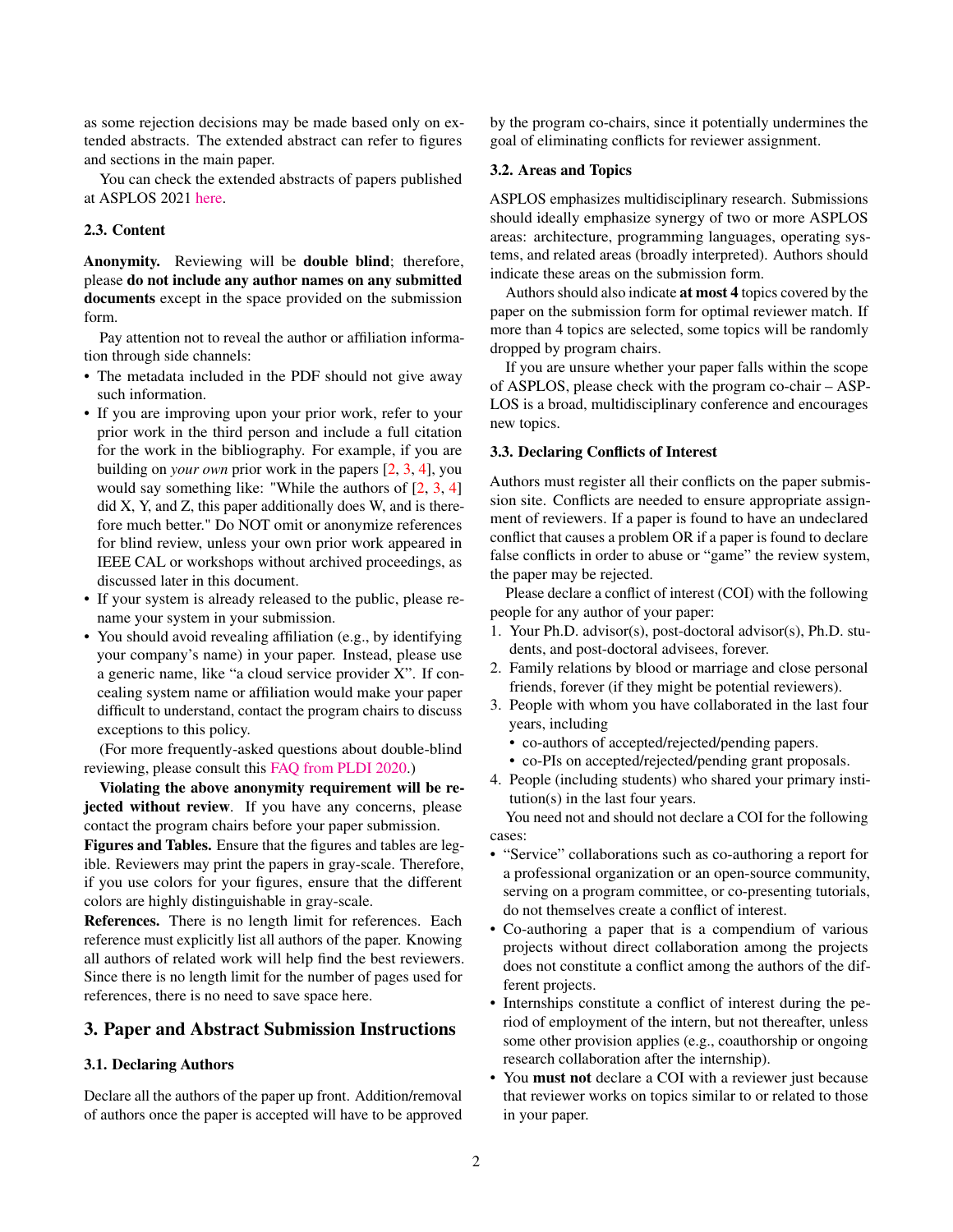as some rejection decisions may be made based only on extended abstracts. The extended abstract can refer to figures and sections in the main paper.

You can check the extended abstracts of papers published at ASPLOS 2021 here.

### 2.3. Content

**Anonymity.** Reviewing will be **double blind**; therefore, please **do not include any author names on any submitted documents** except in the space provided on the submission form.

Pay attention not to reveal the author or affiliation information through side channels:

- The metadata included in the PDF should not give away such information.
- If you are improving upon your prior work, refer to your prior work in the third person and include a full citation for the work in the bibliography. For example, if you are building on *your own* prior work in the papers [2, 3, 4], you would say something like: "While the authors of [2, 3, 4] did X, Y, and Z, this paper additionally does W, and is therefore much better." Do NOT omit or anonymize references for blind review, unless your own prior work appeared in IEEE CAL or workshops without archived proceedings, as discussed later in this document.
- If your system is already released to the public, please rename your system in your submission.
- You should avoid revealing affiliation (e.g., by identifying your company's name) in your paper. Instead, please use a generic name, like "a cloud service provider X". If concealing system name or affiliation would make your paper difficult to understand, contact the program chairs to discuss exceptions to this policy.

(For more frequently-asked questions about double-blind reviewing, please consult this FAQ from PLDI 2020.)

**Violating the above anonymity requirement will be rejected without review**. If you have any concerns, please contact the program chairs before your paper submission.

**Figures and Tables.** Ensure that the figures and tables are legible. Reviewers may print the papers in gray-scale. Therefore, if you use colors for your figures, ensure that the different colors are highly distinguishable in gray-scale.

**References.** There is no length limit for references. Each reference must explicitly list all authors of the paper. Knowing all authors of related work will help find the best reviewers. Since there is no length limit for the number of pages used for references, there is no need to save space here.

## 3. Paper and Abstract Submission Instructions

### 3.1. Declaring Authors

Declare all the authors of the paper up front. Addition/removal of authors once the paper is accepted will have to be approved by the program co-chairs, since it potentially undermines the goal of eliminating conflicts for reviewer assignment.

### 3.2. Areas and Topics

ASPLOS emphasizes multidisciplinary research. Submissions should ideally emphasize synergy of two or more ASPLOS areas: architecture, programming languages, operating systems, and related areas (broadly interpreted). Authors should indicate these areas on the submission form.

Authors should also indicate **at most 4** topics covered by the paper on the submission form for optimal reviewer match. If more than 4 topics are selected, some topics will be randomly dropped by program chairs.

If you are unsure whether your paper falls within the scope of ASPLOS, please check with the program co-chair – ASPLOS is a broad, multidisciplinary conference and encourages new topics.

### 3.3. Declaring Conflicts of Interest

Authors must register all their conflicts on the paper submission site. Conflicts are needed to ensure appropriate assignment of reviewers. If a paper is found to have an undeclared conflict that causes a problem OR if a paper is found to declare false conflicts in order to abuse or "game" the review system, the paper may be rejected.

Please declare a conflict of interest (COI) with the following people for any author of your paper:

1. Your Ph.D. advisor(s), post-doctoral advisor(s), Ph.D. students, and post-doctoral advisees, forever.
2. Family relations by blood or marriage and close personal friends, forever (if they might be potential reviewers).
3. People with whom you have collaborated in the last four years, including
   - co-authors of accepted/rejected/pending papers.
   - co-PIs on accepted/rejected/pending grant proposals.
4. People (including students) who shared your primary institution(s) in the last four years.

You need not and should not declare a COI for the following cases:

- "Service" collaborations such as co-authoring a report for a professional organization or an open-source community, serving on a program committee, or co-presenting tutorials, do not themselves create a conflict of interest.
- Co-authoring a paper that is a compendium of various projects without direct collaboration among the projects does not constitute a conflict among the authors of the different projects.
- Internships constitute a conflict of interest during the period of employment of the intern, but not thereafter, unless some other provision applies (e.g., coauthorship or ongoing research collaboration after the internship).
- You **must not** declare a COI with a reviewer just because that reviewer works on topics similar to or related to those in your paper.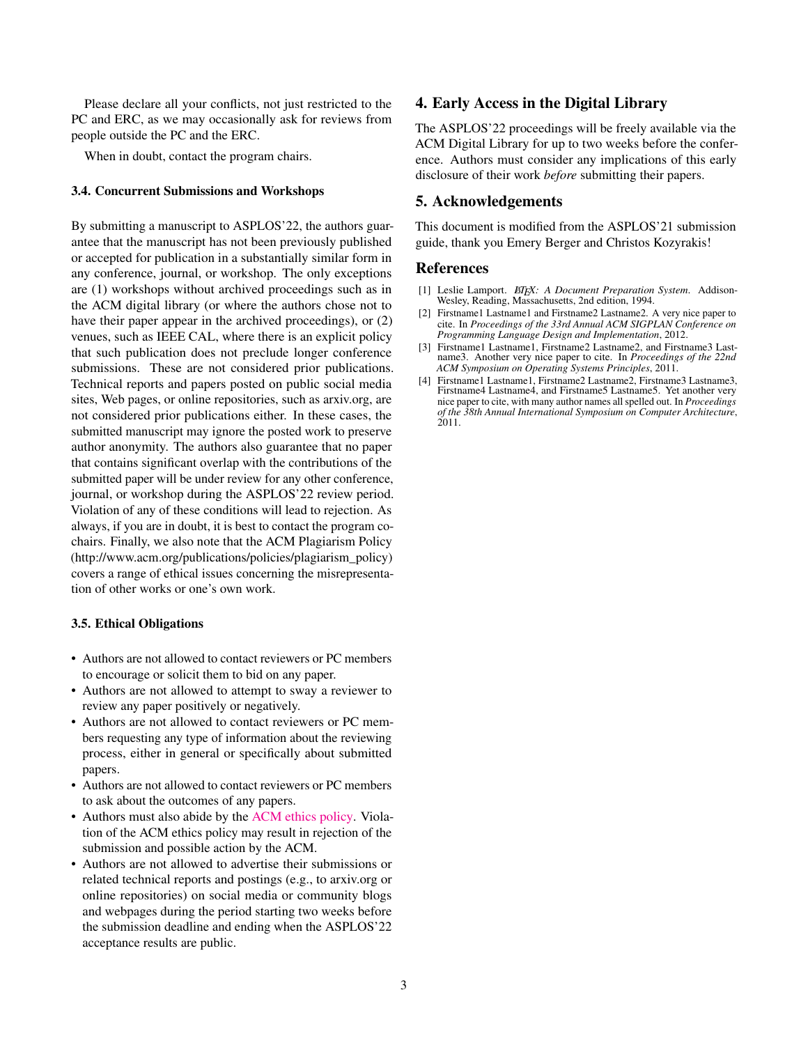Please declare all your conflicts, not just restricted to the PC and ERC, as we may occasionally ask for reviews from people outside the PC and the ERC.

When in doubt, contact the program chairs.

### 3.4. Concurrent Submissions and Workshops

By submitting a manuscript to ASPLOS'22, the authors guarantee that the manuscript has not been previously published or accepted for publication in a substantially similar form in any conference, journal, or workshop. The only exceptions are (1) workshops without archived proceedings such as in the ACM digital library (or where the authors chose not to have their paper appear in the archived proceedings), or (2) venues, such as IEEE CAL, where there is an explicit policy that such publication does not preclude longer conference submissions. These are not considered prior publications. Technical reports and papers posted on public social media sites, Web pages, or online repositories, such as arxiv.org, are not considered prior publications either. In these cases, the submitted manuscript may ignore the posted work to preserve author anonymity. The authors also guarantee that no paper that contains significant overlap with the contributions of the submitted paper will be under review for any other conference, journal, or workshop during the ASPLOS'22 review period. Violation of any of these conditions will lead to rejection. As always, if you are in doubt, it is best to contact the program co-chairs. Finally, we also note that the ACM Plagiarism Policy (http://www.acm.org/publications/policies/plagiarism_policy) covers a range of ethical issues concerning the misrepresentation of other works or one's own work.

### 3.5. Ethical Obligations

- Authors are not allowed to contact reviewers or PC members to encourage or solicit them to bid on any paper.
- Authors are not allowed to attempt to sway a reviewer to review any paper positively or negatively.
- Authors are not allowed to contact reviewers or PC members requesting any type of information about the reviewing process, either in general or specifically about submitted papers.
- Authors are not allowed to contact reviewers or PC members to ask about the outcomes of any papers.
- Authors must also abide by the ACM ethics policy. Violation of the ACM ethics policy may result in rejection of the submission and possible action by the ACM.
- Authors are not allowed to advertise their submissions or related technical reports and postings (e.g., to arxiv.org or online repositories) on social media or community blogs and webpages during the period starting two weeks before the submission deadline and ending when the ASPLOS'22 acceptance results are public.

## 4. Early Access in the Digital Library

The ASPLOS'22 proceedings will be freely available via the ACM Digital Library for up to two weeks before the conference. Authors must consider any implications of this early disclosure of their work *before* submitting their papers.

## 5. Acknowledgements

This document is modified from the ASPLOS'21 submission guide, thank you Emery Berger and Christos Kozyrakis!

## References

[1] Leslie Lamport. *LaTeX: A Document Preparation System*. Addison-Wesley, Reading, Massachusetts, 2nd edition, 1994.

[2] Firstname1 Lastname1 and Firstname2 Lastname2. A very nice paper to cite. In *Proceedings of the 33rd Annual ACM SIGPLAN Conference on Programming Language Design and Implementation*, 2012.

[3] Firstname1 Lastname1, Firstname2 Lastname2, and Firstname3 Lastname3. Another very nice paper to cite. In *Proceedings of the 22nd ACM Symposium on Operating Systems Principles*, 2011.

[4] Firstname1 Lastname1, Firstname2 Lastname2, Firstname3 Lastname3, Firstname4 Lastname4, and Firstname5 Lastname5. Yet another very nice paper to cite, with many author names all spelled out. In *Proceedings of the 38th Annual International Symposium on Computer Architecture*, 2011.